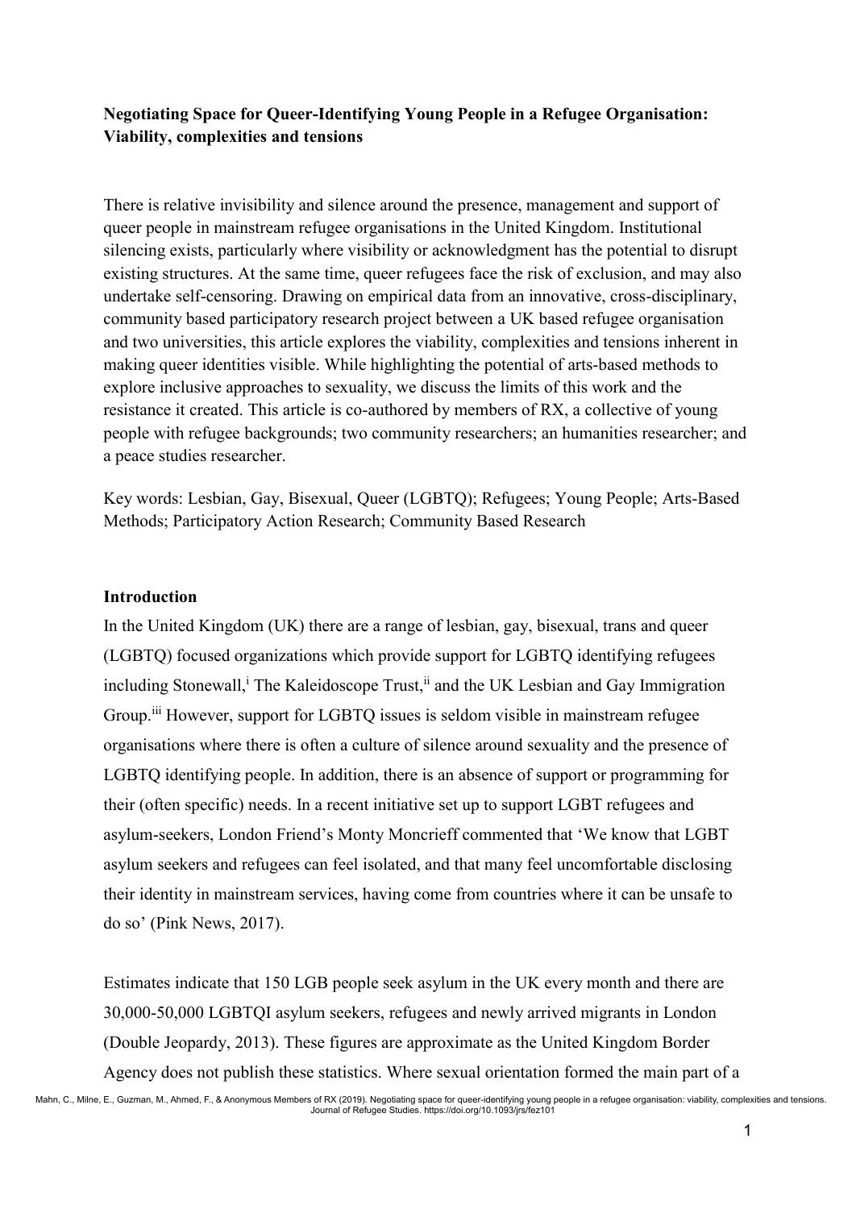**Negotiating Space for Queer-Identifying Young People in a Refugee Organisation: Viability, complexities and tensions**

There is relative invisibility and silence around the presence, management and support of queer people in mainstream refugee organisations in the United Kingdom. Institutional silencing exists, particularly where visibility or acknowledgment has the potential to disrupt existing structures. At the same time, queer refugees face the risk of exclusion, and may also undertake self-censoring. Drawing on empirical data from an innovative, cross-disciplinary, community based participatory research project between a UK based refugee organisation and two universities, this article explores the viability, complexities and tensions inherent in making queer identities visible. While highlighting the potential of arts-based methods to explore inclusive approaches to sexuality, we discuss the limits of this work and the resistance it created. This article is co-authored by members of RX, a collective of young people with refugee backgrounds; two community researchers; an humanities researcher; and a peace studies researcher.

Key words: Lesbian, Gay, Bisexual, Queer (LGBTQ); Refugees; Young People; Arts-Based Methods; Participatory Action Research; Community Based Research

## Introduction

In the United Kingdom (UK) there are a range of lesbian, gay, bisexual, trans and queer (LGBTQ) focused organizations which provide support for LGBTQ identifying refugees including Stonewall,[i] The Kaleidoscope Trust,[ii] and the UK Lesbian and Gay Immigration Group.[iii] However, support for LGBTQ issues is seldom visible in mainstream refugee organisations where there is often a culture of silence around sexuality and the presence of LGBTQ identifying people. In addition, there is an absence of support or programming for their (often specific) needs. In a recent initiative set up to support LGBT refugees and asylum-seekers, London Friend's Monty Moncrieff commented that 'We know that LGBT asylum seekers and refugees can feel isolated, and that many feel uncomfortable disclosing their identity in mainstream services, having come from countries where it can be unsafe to do so' (Pink News, 2017).

Estimates indicate that 150 LGB people seek asylum in the UK every month and there are 30,000-50,000 LGBTQI asylum seekers, refugees and newly arrived migrants in London (Double Jeopardy, 2013). These figures are approximate as the United Kingdom Border Agency does not publish these statistics. Where sexual orientation formed the main part of a

Mahn, C., Milne, E., Guzman, M., Ahmed, F., & Anonymous Members of RX (2019). Negotiating space for queer-identifying young people in a refugee organisation: viability, complexities and tensions. Journal of Refugee Studies. https://doi.org/10.1093/jrs/fez101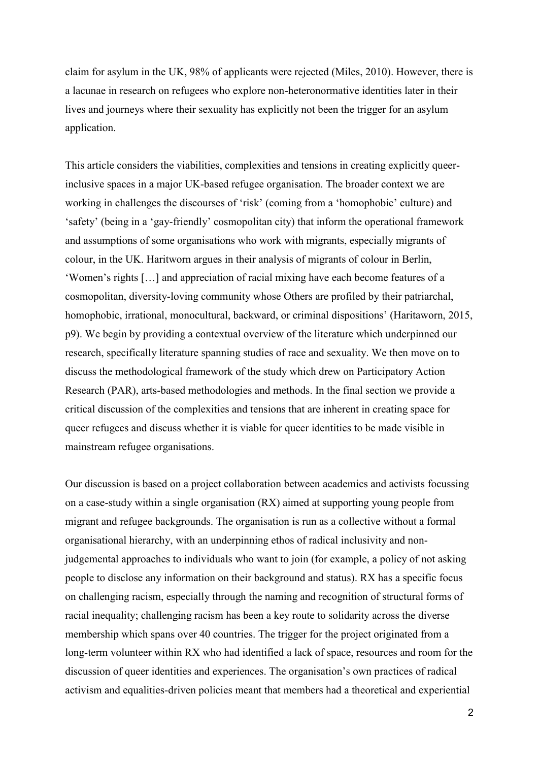claim for asylum in the UK, 98% of applicants were rejected (Miles, 2010). However, there is a lacunae in research on refugees who explore non-heteronormative identities later in their lives and journeys where their sexuality has explicitly not been the trigger for an asylum application.

This article considers the viabilities, complexities and tensions in creating explicitly queer-inclusive spaces in a major UK-based refugee organisation. The broader context we are working in challenges the discourses of 'risk' (coming from a 'homophobic' culture) and 'safety' (being in a 'gay-friendly' cosmopolitan city) that inform the operational framework and assumptions of some organisations who work with migrants, especially migrants of colour, in the UK. Haritworn argues in their analysis of migrants of colour in Berlin, 'Women's rights […] and appreciation of racial mixing have each become features of a cosmopolitan, diversity-loving community whose Others are profiled by their patriarchal, homophobic, irrational, monocultural, backward, or criminal dispositions' (Haritaworn, 2015, p9). We begin by providing a contextual overview of the literature which underpinned our research, specifically literature spanning studies of race and sexuality. We then move on to discuss the methodological framework of the study which drew on Participatory Action Research (PAR), arts-based methodologies and methods. In the final section we provide a critical discussion of the complexities and tensions that are inherent in creating space for queer refugees and discuss whether it is viable for queer identities to be made visible in mainstream refugee organisations.

Our discussion is based on a project collaboration between academics and activists focussing on a case-study within a single organisation (RX) aimed at supporting young people from migrant and refugee backgrounds. The organisation is run as a collective without a formal organisational hierarchy, with an underpinning ethos of radical inclusivity and non-judgemental approaches to individuals who want to join (for example, a policy of not asking people to disclose any information on their background and status). RX has a specific focus on challenging racism, especially through the naming and recognition of structural forms of racial inequality; challenging racism has been a key route to solidarity across the diverse membership which spans over 40 countries. The trigger for the project originated from a long-term volunteer within RX who had identified a lack of space, resources and room for the discussion of queer identities and experiences. The organisation's own practices of radical activism and equalities-driven policies meant that members had a theoretical and experiential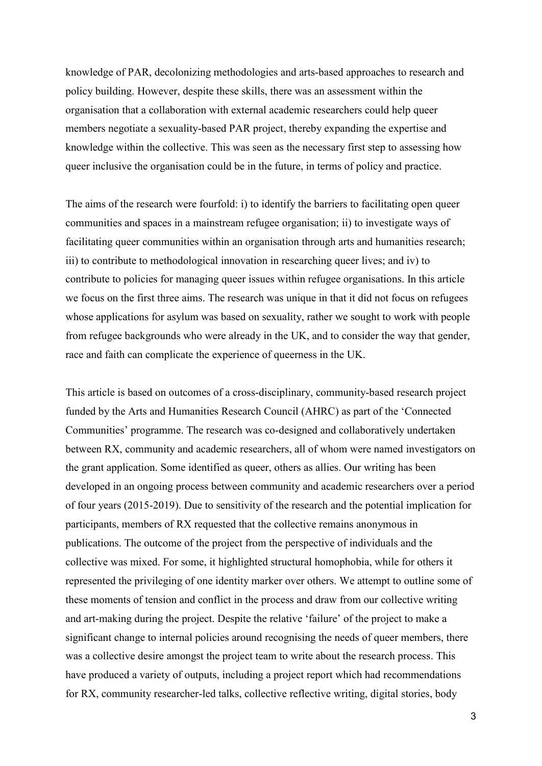knowledge of PAR, decolonizing methodologies and arts-based approaches to research and policy building. However, despite these skills, there was an assessment within the organisation that a collaboration with external academic researchers could help queer members negotiate a sexuality-based PAR project, thereby expanding the expertise and knowledge within the collective. This was seen as the necessary first step to assessing how queer inclusive the organisation could be in the future, in terms of policy and practice.

The aims of the research were fourfold: i) to identify the barriers to facilitating open queer communities and spaces in a mainstream refugee organisation; ii) to investigate ways of facilitating queer communities within an organisation through arts and humanities research; iii) to contribute to methodological innovation in researching queer lives; and iv) to contribute to policies for managing queer issues within refugee organisations. In this article we focus on the first three aims. The research was unique in that it did not focus on refugees whose applications for asylum was based on sexuality, rather we sought to work with people from refugee backgrounds who were already in the UK, and to consider the way that gender, race and faith can complicate the experience of queerness in the UK.

This article is based on outcomes of a cross-disciplinary, community-based research project funded by the Arts and Humanities Research Council (AHRC) as part of the 'Connected Communities' programme. The research was co-designed and collaboratively undertaken between RX, community and academic researchers, all of whom were named investigators on the grant application. Some identified as queer, others as allies. Our writing has been developed in an ongoing process between community and academic researchers over a period of four years (2015-2019). Due to sensitivity of the research and the potential implication for participants, members of RX requested that the collective remains anonymous in publications. The outcome of the project from the perspective of individuals and the collective was mixed. For some, it highlighted structural homophobia, while for others it represented the privileging of one identity marker over others. We attempt to outline some of these moments of tension and conflict in the process and draw from our collective writing and art-making during the project. Despite the relative 'failure' of the project to make a significant change to internal policies around recognising the needs of queer members, there was a collective desire amongst the project team to write about the research process. This have produced a variety of outputs, including a project report which had recommendations for RX, community researcher-led talks, collective reflective writing, digital stories, body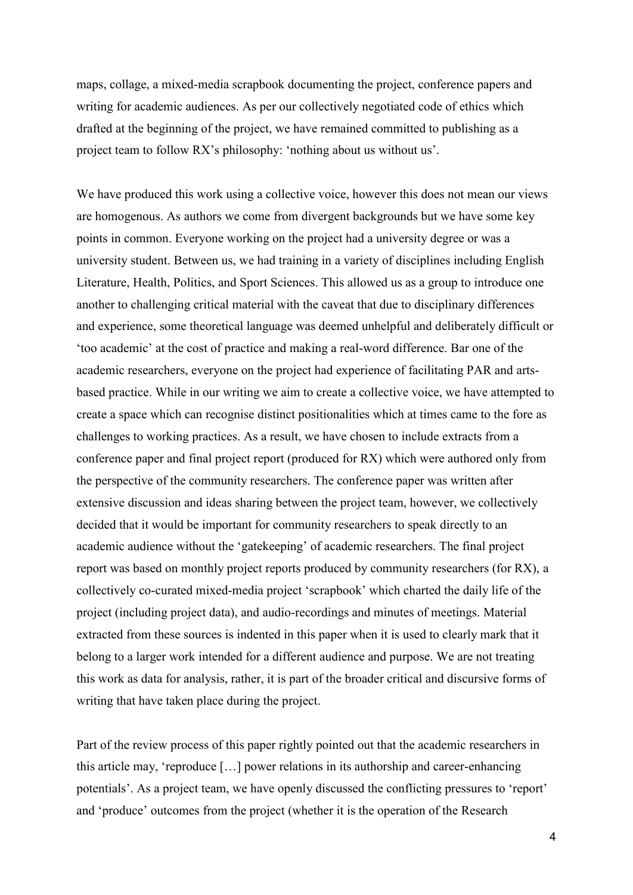maps, collage, a mixed-media scrapbook documenting the project, conference papers and writing for academic audiences. As per our collectively negotiated code of ethics which drafted at the beginning of the project, we have remained committed to publishing as a project team to follow RX's philosophy: 'nothing about us without us'.

We have produced this work using a collective voice, however this does not mean our views are homogenous. As authors we come from divergent backgrounds but we have some key points in common. Everyone working on the project had a university degree or was a university student. Between us, we had training in a variety of disciplines including English Literature, Health, Politics, and Sport Sciences. This allowed us as a group to introduce one another to challenging critical material with the caveat that due to disciplinary differences and experience, some theoretical language was deemed unhelpful and deliberately difficult or 'too academic' at the cost of practice and making a real-word difference. Bar one of the academic researchers, everyone on the project had experience of facilitating PAR and arts-based practice. While in our writing we aim to create a collective voice, we have attempted to create a space which can recognise distinct positionalities which at times came to the fore as challenges to working practices. As a result, we have chosen to include extracts from a conference paper and final project report (produced for RX) which were authored only from the perspective of the community researchers. The conference paper was written after extensive discussion and ideas sharing between the project team, however, we collectively decided that it would be important for community researchers to speak directly to an academic audience without the 'gatekeeping' of academic researchers. The final project report was based on monthly project reports produced by community researchers (for RX), a collectively co-curated mixed-media project 'scrapbook' which charted the daily life of the project (including project data), and audio-recordings and minutes of meetings. Material extracted from these sources is indented in this paper when it is used to clearly mark that it belong to a larger work intended for a different audience and purpose. We are not treating this work as data for analysis, rather, it is part of the broader critical and discursive forms of writing that have taken place during the project.

Part of the review process of this paper rightly pointed out that the academic researchers in this article may, 'reproduce […] power relations in its authorship and career-enhancing potentials'. As a project team, we have openly discussed the conflicting pressures to 'report' and 'produce' outcomes from the project (whether it is the operation of the Research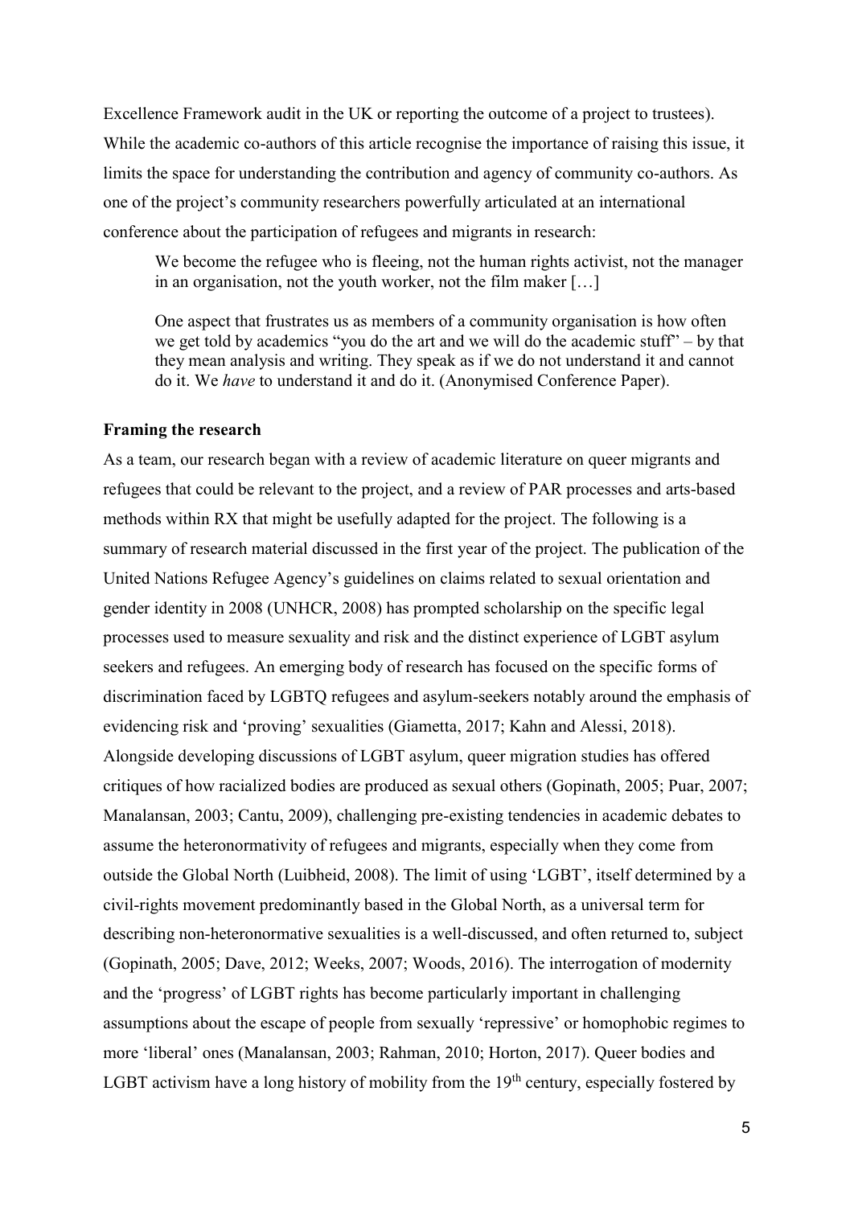Excellence Framework audit in the UK or reporting the outcome of a project to trustees). While the academic co-authors of this article recognise the importance of raising this issue, it limits the space for understanding the contribution and agency of community co-authors. As one of the project's community researchers powerfully articulated at an international conference about the participation of refugees and migrants in research:

> We become the refugee who is fleeing, not the human rights activist, not the manager in an organisation, not the youth worker, not the film maker […]
>
> One aspect that frustrates us as members of a community organisation is how often we get told by academics "you do the art and we will do the academic stuff" – by that they mean analysis and writing. They speak as if we do not understand it and cannot do it. We *have* to understand it and do it. (Anonymised Conference Paper).

**Framing the research**

As a team, our research began with a review of academic literature on queer migrants and refugees that could be relevant to the project, and a review of PAR processes and arts-based methods within RX that might be usefully adapted for the project. The following is a summary of research material discussed in the first year of the project. The publication of the United Nations Refugee Agency's guidelines on claims related to sexual orientation and gender identity in 2008 (UNHCR, 2008) has prompted scholarship on the specific legal processes used to measure sexuality and risk and the distinct experience of LGBT asylum seekers and refugees. An emerging body of research has focused on the specific forms of discrimination faced by LGBTQ refugees and asylum-seekers notably around the emphasis of evidencing risk and 'proving' sexualities (Giametta, 2017; Kahn and Alessi, 2018). Alongside developing discussions of LGBT asylum, queer migration studies has offered critiques of how racialized bodies are produced as sexual others (Gopinath, 2005; Puar, 2007; Manalansan, 2003; Cantu, 2009), challenging pre-existing tendencies in academic debates to assume the heteronormativity of refugees and migrants, especially when they come from outside the Global North (Luibheid, 2008). The limit of using 'LGBT', itself determined by a civil-rights movement predominantly based in the Global North, as a universal term for describing non-heteronormative sexualities is a well-discussed, and often returned to, subject (Gopinath, 2005; Dave, 2012; Weeks, 2007; Woods, 2016). The interrogation of modernity and the 'progress' of LGBT rights has become particularly important in challenging assumptions about the escape of people from sexually 'repressive' or homophobic regimes to more 'liberal' ones (Manalansan, 2003; Rahman, 2010; Horton, 2017). Queer bodies and LGBT activism have a long history of mobility from the 19th century, especially fostered by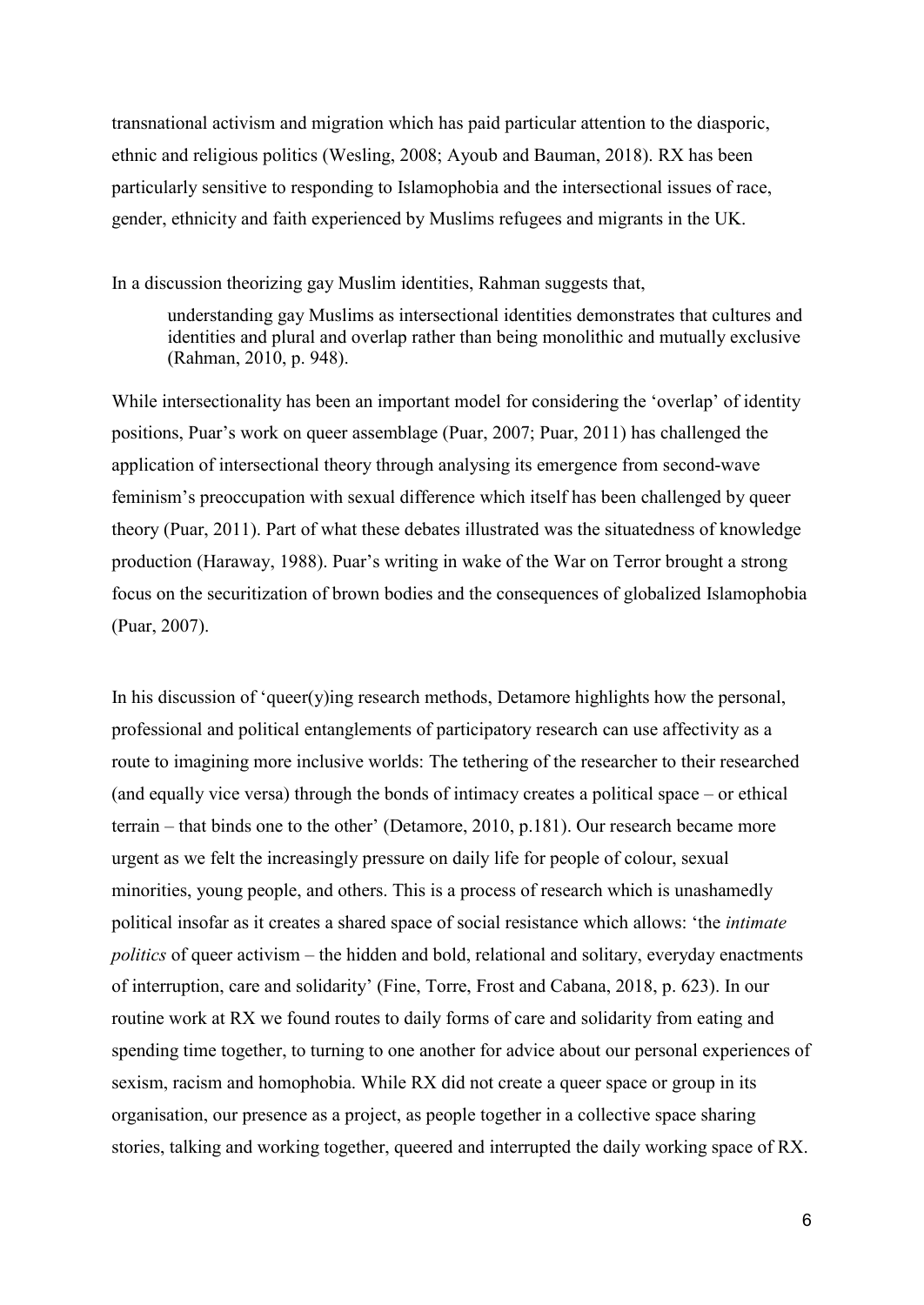transnational activism and migration which has paid particular attention to the diasporic, ethnic and religious politics (Wesling, 2008; Ayoub and Bauman, 2018). RX has been particularly sensitive to responding to Islamophobia and the intersectional issues of race, gender, ethnicity and faith experienced by Muslims refugees and migrants in the UK.

In a discussion theorizing gay Muslim identities, Rahman suggests that,

> understanding gay Muslims as intersectional identities demonstrates that cultures and identities and plural and overlap rather than being monolithic and mutually exclusive (Rahman, 2010, p. 948).

While intersectionality has been an important model for considering the 'overlap' of identity positions, Puar's work on queer assemblage (Puar, 2007; Puar, 2011) has challenged the application of intersectional theory through analysing its emergence from second-wave feminism's preoccupation with sexual difference which itself has been challenged by queer theory (Puar, 2011). Part of what these debates illustrated was the situatedness of knowledge production (Haraway, 1988). Puar's writing in wake of the War on Terror brought a strong focus on the securitization of brown bodies and the consequences of globalized Islamophobia (Puar, 2007).

In his discussion of 'queer(y)ing research methods, Detamore highlights how the personal, professional and political entanglements of participatory research can use affectivity as a route to imagining more inclusive worlds: The tethering of the researcher to their researched (and equally vice versa) through the bonds of intimacy creates a political space – or ethical terrain – that binds one to the other' (Detamore, 2010, p.181). Our research became more urgent as we felt the increasingly pressure on daily life for people of colour, sexual minorities, young people, and others. This is a process of research which is unashamedly political insofar as it creates a shared space of social resistance which allows: 'the *intimate politics* of queer activism – the hidden and bold, relational and solitary, everyday enactments of interruption, care and solidarity' (Fine, Torre, Frost and Cabana, 2018, p. 623). In our routine work at RX we found routes to daily forms of care and solidarity from eating and spending time together, to turning to one another for advice about our personal experiences of sexism, racism and homophobia. While RX did not create a queer space or group in its organisation, our presence as a project, as people together in a collective space sharing stories, talking and working together, queered and interrupted the daily working space of RX.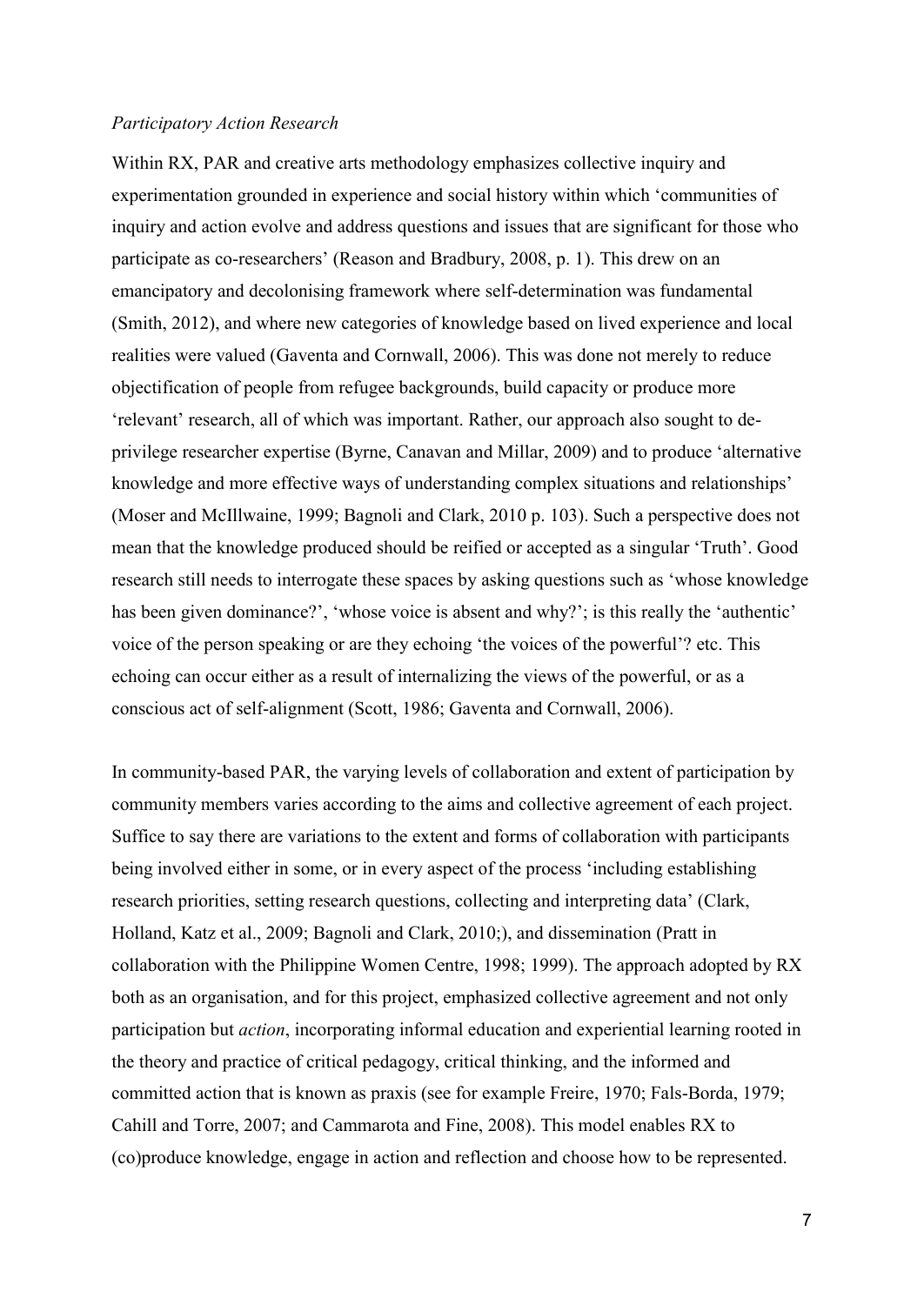*Participatory Action Research*

Within RX, PAR and creative arts methodology emphasizes collective inquiry and experimentation grounded in experience and social history within which 'communities of inquiry and action evolve and address questions and issues that are significant for those who participate as co-researchers' (Reason and Bradbury, 2008, p. 1). This drew on an emancipatory and decolonising framework where self-determination was fundamental (Smith, 2012), and where new categories of knowledge based on lived experience and local realities were valued (Gaventa and Cornwall, 2006). This was done not merely to reduce objectification of people from refugee backgrounds, build capacity or produce more 'relevant' research, all of which was important. Rather, our approach also sought to de-privilege researcher expertise (Byrne, Canavan and Millar, 2009) and to produce 'alternative knowledge and more effective ways of understanding complex situations and relationships' (Moser and McIllwaine, 1999; Bagnoli and Clark, 2010 p. 103). Such a perspective does not mean that the knowledge produced should be reified or accepted as a singular 'Truth'. Good research still needs to interrogate these spaces by asking questions such as 'whose knowledge has been given dominance?', 'whose voice is absent and why?'; is this really the 'authentic' voice of the person speaking or are they echoing 'the voices of the powerful'? etc. This echoing can occur either as a result of internalizing the views of the powerful, or as a conscious act of self-alignment (Scott, 1986; Gaventa and Cornwall, 2006).

In community-based PAR, the varying levels of collaboration and extent of participation by community members varies according to the aims and collective agreement of each project. Suffice to say there are variations to the extent and forms of collaboration with participants being involved either in some, or in every aspect of the process 'including establishing research priorities, setting research questions, collecting and interpreting data' (Clark, Holland, Katz et al., 2009; Bagnoli and Clark, 2010;), and dissemination (Pratt in collaboration with the Philippine Women Centre, 1998; 1999). The approach adopted by RX both as an organisation, and for this project, emphasized collective agreement and not only participation but *action*, incorporating informal education and experiential learning rooted in the theory and practice of critical pedagogy, critical thinking, and the informed and committed action that is known as praxis (see for example Freire, 1970; Fals-Borda, 1979; Cahill and Torre, 2007; and Cammarota and Fine, 2008). This model enables RX to (co)produce knowledge, engage in action and reflection and choose how to be represented.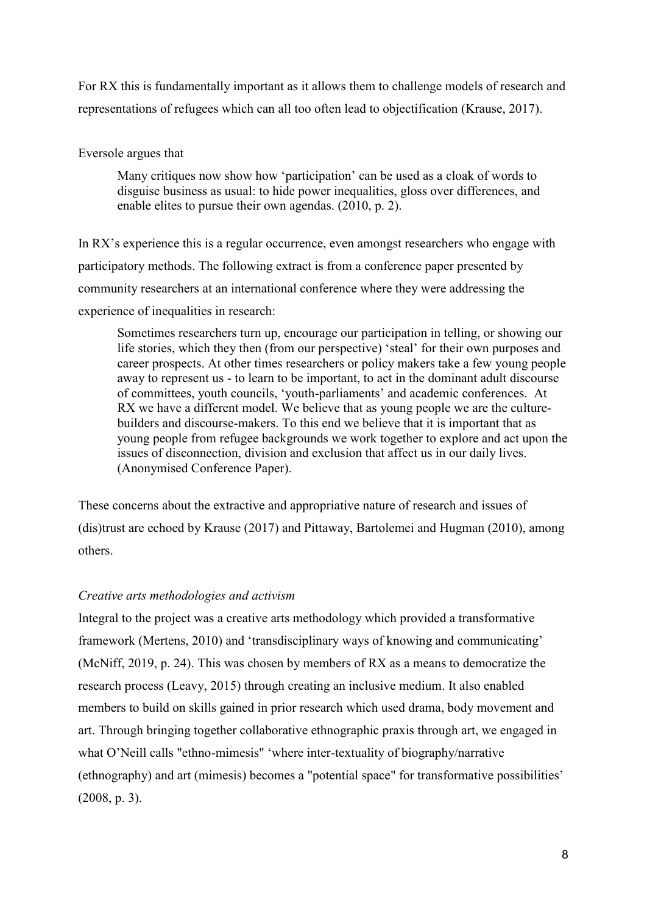For RX this is fundamentally important as it allows them to challenge models of research and representations of refugees which can all too often lead to objectification (Krause, 2017).

Eversole argues that

> Many critiques now show how 'participation' can be used as a cloak of words to disguise business as usual: to hide power inequalities, gloss over differences, and enable elites to pursue their own agendas. (2010, p. 2).

In RX's experience this is a regular occurrence, even amongst researchers who engage with participatory methods. The following extract is from a conference paper presented by community researchers at an international conference where they were addressing the experience of inequalities in research:

> Sometimes researchers turn up, encourage our participation in telling, or showing our life stories, which they then (from our perspective) 'steal' for their own purposes and career prospects. At other times researchers or policy makers take a few young people away to represent us - to learn to be important, to act in the dominant adult discourse of committees, youth councils, 'youth-parliaments' and academic conferences. At RX we have a different model. We believe that as young people we are the culture-builders and discourse-makers. To this end we believe that it is important that as young people from refugee backgrounds we work together to explore and act upon the issues of disconnection, division and exclusion that affect us in our daily lives. (Anonymised Conference Paper).

These concerns about the extractive and appropriative nature of research and issues of (dis)trust are echoed by Krause (2017) and Pittaway, Bartolemei and Hugman (2010), among others.

*Creative arts methodologies and activism*

Integral to the project was a creative arts methodology which provided a transformative framework (Mertens, 2010) and 'transdisciplinary ways of knowing and communicating' (McNiff, 2019, p. 24). This was chosen by members of RX as a means to democratize the research process (Leavy, 2015) through creating an inclusive medium. It also enabled members to build on skills gained in prior research which used drama, body movement and art. Through bringing together collaborative ethnographic praxis through art, we engaged in what O'Neill calls "ethno-mimesis" 'where inter-textuality of biography/narrative (ethnography) and art (mimesis) becomes a "potential space" for transformative possibilities' (2008, p. 3).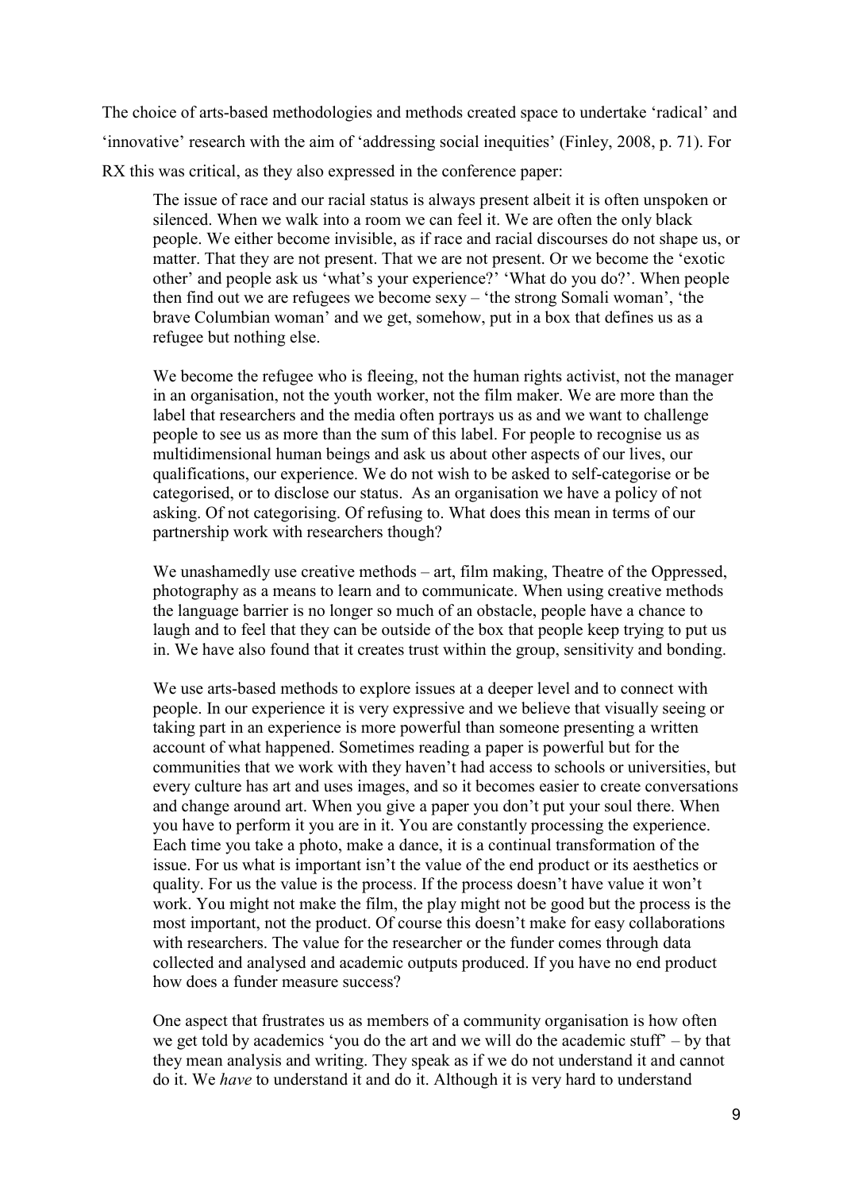The choice of arts-based methodologies and methods created space to undertake 'radical' and 'innovative' research with the aim of 'addressing social inequities' (Finley, 2008, p. 71). For RX this was critical, as they also expressed in the conference paper:

> The issue of race and our racial status is always present albeit it is often unspoken or silenced. When we walk into a room we can feel it. We are often the only black people. We either become invisible, as if race and racial discourses do not shape us, or matter. That they are not present. That we are not present. Or we become the 'exotic other' and people ask us 'what's your experience?' 'What do you do?'. When people then find out we are refugees we become sexy – 'the strong Somali woman', 'the brave Columbian woman' and we get, somehow, put in a box that defines us as a refugee but nothing else.
>
> We become the refugee who is fleeing, not the human rights activist, not the manager in an organisation, not the youth worker, not the film maker. We are more than the label that researchers and the media often portrays us as and we want to challenge people to see us as more than the sum of this label. For people to recognise us as multidimensional human beings and ask us about other aspects of our lives, our qualifications, our experience. We do not wish to be asked to self-categorise or be categorised, or to disclose our status. As an organisation we have a policy of not asking. Of not categorising. Of refusing to. What does this mean in terms of our partnership work with researchers though?
>
> We unashamedly use creative methods – art, film making, Theatre of the Oppressed, photography as a means to learn and to communicate. When using creative methods the language barrier is no longer so much of an obstacle, people have a chance to laugh and to feel that they can be outside of the box that people keep trying to put us in. We have also found that it creates trust within the group, sensitivity and bonding.
>
> We use arts-based methods to explore issues at a deeper level and to connect with people. In our experience it is very expressive and we believe that visually seeing or taking part in an experience is more powerful than someone presenting a written account of what happened. Sometimes reading a paper is powerful but for the communities that we work with they haven't had access to schools or universities, but every culture has art and uses images, and so it becomes easier to create conversations and change around art. When you give a paper you don't put your soul there. When you have to perform it you are in it. You are constantly processing the experience. Each time you take a photo, make a dance, it is a continual transformation of the issue. For us what is important isn't the value of the end product or its aesthetics or quality. For us the value is the process. If the process doesn't have value it won't work. You might not make the film, the play might not be good but the process is the most important, not the product. Of course this doesn't make for easy collaborations with researchers. The value for the researcher or the funder comes through data collected and analysed and academic outputs produced. If you have no end product how does a funder measure success?
>
> One aspect that frustrates us as members of a community organisation is how often we get told by academics 'you do the art and we will do the academic stuff' – by that they mean analysis and writing. They speak as if we do not understand it and cannot do it. We *have* to understand it and do it. Although it is very hard to understand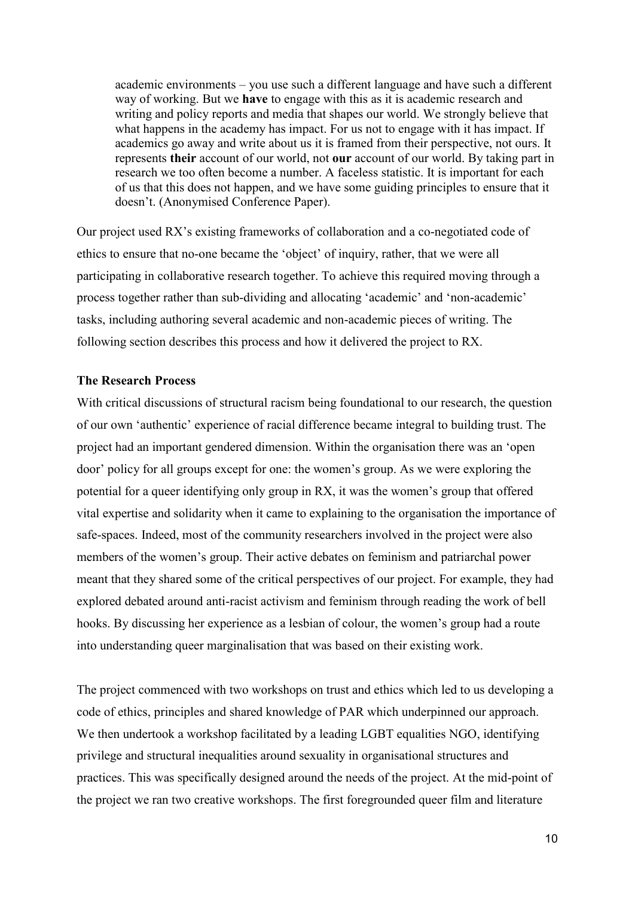> academic environments – you use such a different language and have such a different way of working. But we **have** to engage with this as it is academic research and writing and policy reports and media that shapes our world. We strongly believe that what happens in the academy has impact. For us not to engage with it has impact. If academics go away and write about us it is framed from their perspective, not ours. It represents **their** account of our world, not **our** account of our world. By taking part in research we too often become a number. A faceless statistic. It is important for each of us that this does not happen, and we have some guiding principles to ensure that it doesn't. (Anonymised Conference Paper).

Our project used RX's existing frameworks of collaboration and a co-negotiated code of ethics to ensure that no-one became the 'object' of inquiry, rather, that we were all participating in collaborative research together. To achieve this required moving through a process together rather than sub-dividing and allocating 'academic' and 'non-academic' tasks, including authoring several academic and non-academic pieces of writing. The following section describes this process and how it delivered the project to RX.

**The Research Process**

With critical discussions of structural racism being foundational to our research, the question of our own 'authentic' experience of racial difference became integral to building trust. The project had an important gendered dimension. Within the organisation there was an 'open door' policy for all groups except for one: the women's group. As we were exploring the potential for a queer identifying only group in RX, it was the women's group that offered vital expertise and solidarity when it came to explaining to the organisation the importance of safe-spaces. Indeed, most of the community researchers involved in the project were also members of the women's group. Their active debates on feminism and patriarchal power meant that they shared some of the critical perspectives of our project. For example, they had explored debated around anti-racist activism and feminism through reading the work of bell hooks. By discussing her experience as a lesbian of colour, the women's group had a route into understanding queer marginalisation that was based on their existing work.

The project commenced with two workshops on trust and ethics which led to us developing a code of ethics, principles and shared knowledge of PAR which underpinned our approach. We then undertook a workshop facilitated by a leading LGBT equalities NGO, identifying privilege and structural inequalities around sexuality in organisational structures and practices. This was specifically designed around the needs of the project. At the mid-point of the project we ran two creative workshops. The first foregrounded queer film and literature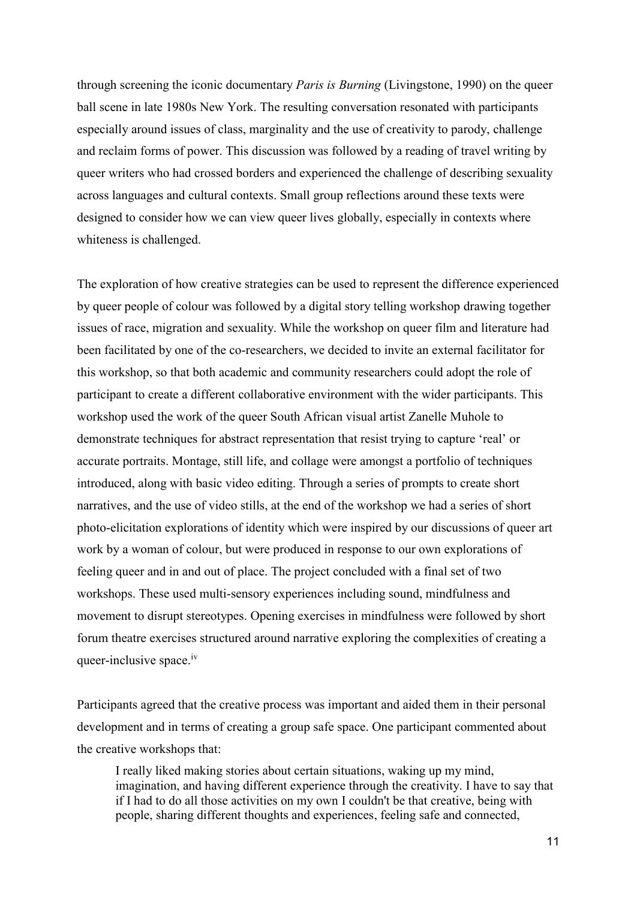through screening the iconic documentary *Paris is Burning* (Livingstone, 1990) on the queer ball scene in late 1980s New York. The resulting conversation resonated with participants especially around issues of class, marginality and the use of creativity to parody, challenge and reclaim forms of power. This discussion was followed by a reading of travel writing by queer writers who had crossed borders and experienced the challenge of describing sexuality across languages and cultural contexts. Small group reflections around these texts were designed to consider how we can view queer lives globally, especially in contexts where whiteness is challenged.

The exploration of how creative strategies can be used to represent the difference experienced by queer people of colour was followed by a digital story telling workshop drawing together issues of race, migration and sexuality. While the workshop on queer film and literature had been facilitated by one of the co-researchers, we decided to invite an external facilitator for this workshop, so that both academic and community researchers could adopt the role of participant to create a different collaborative environment with the wider participants. This workshop used the work of the queer South African visual artist Zanelle Muhole to demonstrate techniques for abstract representation that resist trying to capture 'real' or accurate portraits. Montage, still life, and collage were amongst a portfolio of techniques introduced, along with basic video editing. Through a series of prompts to create short narratives, and the use of video stills, at the end of the workshop we had a series of short photo-elicitation explorations of identity which were inspired by our discussions of queer art work by a woman of colour, but were produced in response to our own explorations of feeling queer and in and out of place. The project concluded with a final set of two workshops. These used multi-sensory experiences including sound, mindfulness and movement to disrupt stereotypes. Opening exercises in mindfulness were followed by short forum theatre exercises structured around narrative exploring the complexities of creating a queer-inclusive space.[iv]

Participants agreed that the creative process was important and aided them in their personal development and in terms of creating a group safe space. One participant commented about the creative workshops that:

> I really liked making stories about certain situations, waking up my mind, imagination, and having different experience through the creativity. I have to say that if I had to do all those activities on my own I couldn't be that creative, being with people, sharing different thoughts and experiences, feeling safe and connected,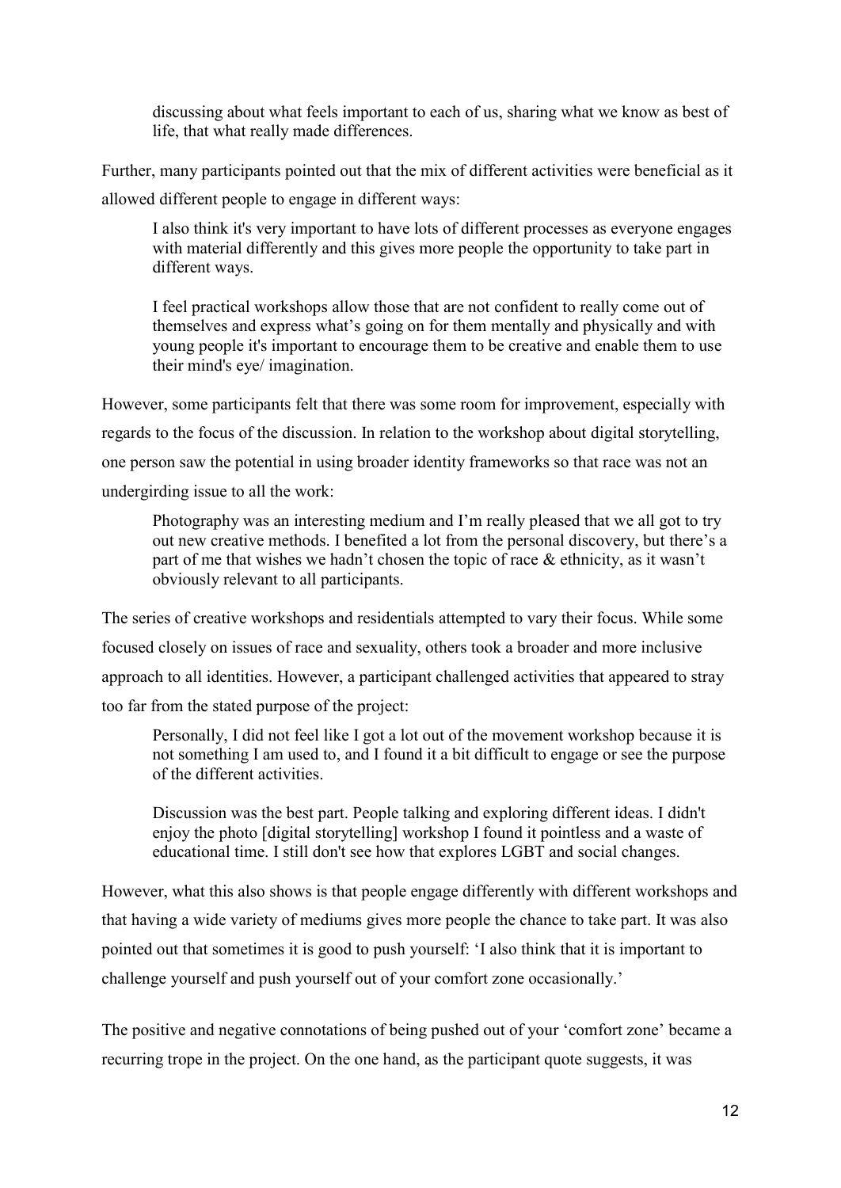> discussing about what feels important to each of us, sharing what we know as best of life, that what really made differences.

Further, many participants pointed out that the mix of different activities were beneficial as it allowed different people to engage in different ways:

> I also think it's very important to have lots of different processes as everyone engages with material differently and this gives more people the opportunity to take part in different ways.
>
> I feel practical workshops allow those that are not confident to really come out of themselves and express what's going on for them mentally and physically and with young people it's important to encourage them to be creative and enable them to use their mind's eye/ imagination.

However, some participants felt that there was some room for improvement, especially with regards to the focus of the discussion. In relation to the workshop about digital storytelling, one person saw the potential in using broader identity frameworks so that race was not an undergirding issue to all the work:

> Photography was an interesting medium and I'm really pleased that we all got to try out new creative methods. I benefited a lot from the personal discovery, but there's a part of me that wishes we hadn't chosen the topic of race & ethnicity, as it wasn't obviously relevant to all participants.

The series of creative workshops and residentials attempted to vary their focus. While some focused closely on issues of race and sexuality, others took a broader and more inclusive approach to all identities. However, a participant challenged activities that appeared to stray too far from the stated purpose of the project:

> Personally, I did not feel like I got a lot out of the movement workshop because it is not something I am used to, and I found it a bit difficult to engage or see the purpose of the different activities.
>
> Discussion was the best part. People talking and exploring different ideas. I didn't enjoy the photo [digital storytelling] workshop I found it pointless and a waste of educational time. I still don't see how that explores LGBT and social changes.

However, what this also shows is that people engage differently with different workshops and that having a wide variety of mediums gives more people the chance to take part. It was also pointed out that sometimes it is good to push yourself: 'I also think that it is important to challenge yourself and push yourself out of your comfort zone occasionally.'

The positive and negative connotations of being pushed out of your 'comfort zone' became a recurring trope in the project. On the one hand, as the participant quote suggests, it was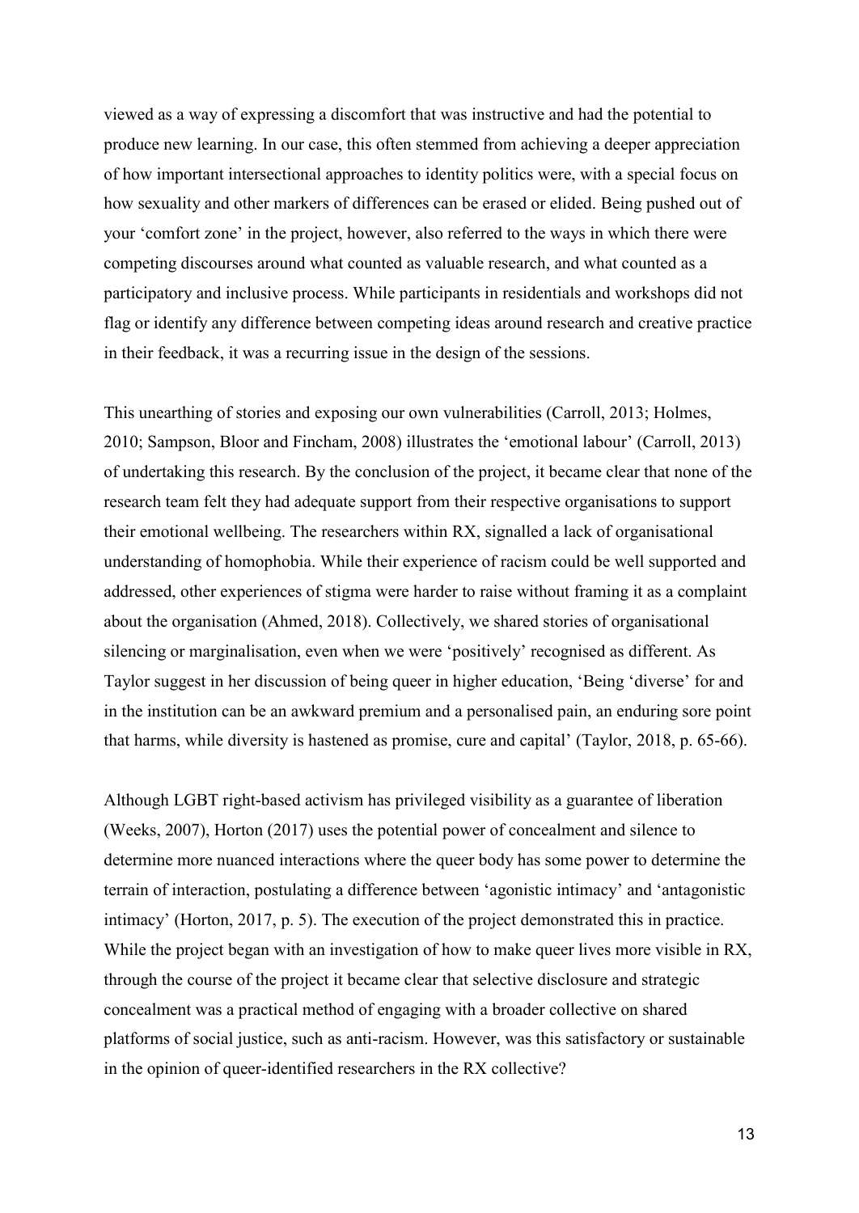viewed as a way of expressing a discomfort that was instructive and had the potential to produce new learning. In our case, this often stemmed from achieving a deeper appreciation of how important intersectional approaches to identity politics were, with a special focus on how sexuality and other markers of differences can be erased or elided. Being pushed out of your 'comfort zone' in the project, however, also referred to the ways in which there were competing discourses around what counted as valuable research, and what counted as a participatory and inclusive process. While participants in residentials and workshops did not flag or identify any difference between competing ideas around research and creative practice in their feedback, it was a recurring issue in the design of the sessions.

This unearthing of stories and exposing our own vulnerabilities (Carroll, 2013; Holmes, 2010; Sampson, Bloor and Fincham, 2008) illustrates the 'emotional labour' (Carroll, 2013) of undertaking this research. By the conclusion of the project, it became clear that none of the research team felt they had adequate support from their respective organisations to support their emotional wellbeing. The researchers within RX, signalled a lack of organisational understanding of homophobia. While their experience of racism could be well supported and addressed, other experiences of stigma were harder to raise without framing it as a complaint about the organisation (Ahmed, 2018). Collectively, we shared stories of organisational silencing or marginalisation, even when we were 'positively' recognised as different. As Taylor suggest in her discussion of being queer in higher education, 'Being 'diverse' for and in the institution can be an awkward premium and a personalised pain, an enduring sore point that harms, while diversity is hastened as promise, cure and capital' (Taylor, 2018, p. 65-66).

Although LGBT right-based activism has privileged visibility as a guarantee of liberation (Weeks, 2007), Horton (2017) uses the potential power of concealment and silence to determine more nuanced interactions where the queer body has some power to determine the terrain of interaction, postulating a difference between 'agonistic intimacy' and 'antagonistic intimacy' (Horton, 2017, p. 5). The execution of the project demonstrated this in practice. While the project began with an investigation of how to make queer lives more visible in RX, through the course of the project it became clear that selective disclosure and strategic concealment was a practical method of engaging with a broader collective on shared platforms of social justice, such as anti-racism. However, was this satisfactory or sustainable in the opinion of queer-identified researchers in the RX collective?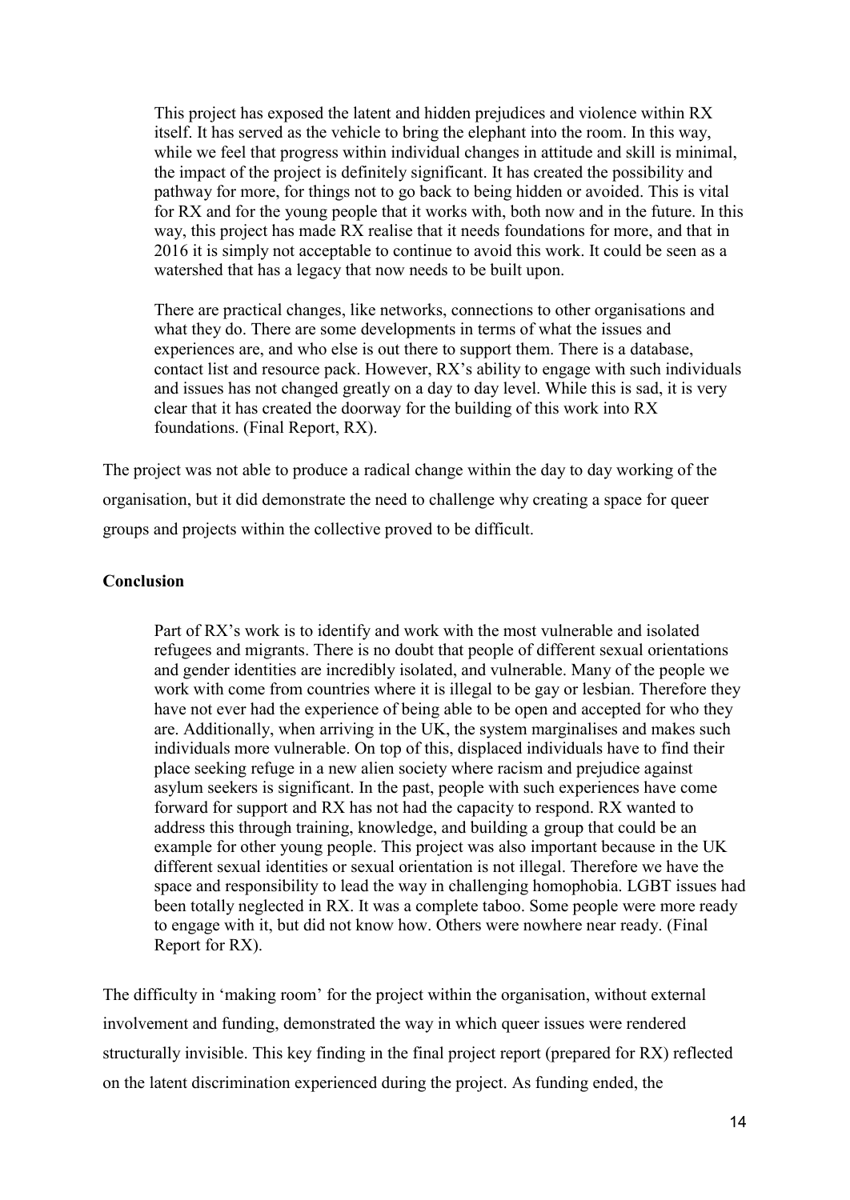> This project has exposed the latent and hidden prejudices and violence within RX itself. It has served as the vehicle to bring the elephant into the room. In this way, while we feel that progress within individual changes in attitude and skill is minimal, the impact of the project is definitely significant. It has created the possibility and pathway for more, for things not to go back to being hidden or avoided. This is vital for RX and for the young people that it works with, both now and in the future. In this way, this project has made RX realise that it needs foundations for more, and that in 2016 it is simply not acceptable to continue to avoid this work. It could be seen as a watershed that has a legacy that now needs to be built upon.
>
> There are practical changes, like networks, connections to other organisations and what they do. There are some developments in terms of what the issues and experiences are, and who else is out there to support them. There is a database, contact list and resource pack. However, RX's ability to engage with such individuals and issues has not changed greatly on a day to day level. While this is sad, it is very clear that it has created the doorway for the building of this work into RX foundations. (Final Report, RX).

The project was not able to produce a radical change within the day to day working of the organisation, but it did demonstrate the need to challenge why creating a space for queer groups and projects within the collective proved to be difficult.

**Conclusion**

> Part of RX's work is to identify and work with the most vulnerable and isolated refugees and migrants. There is no doubt that people of different sexual orientations and gender identities are incredibly isolated, and vulnerable. Many of the people we work with come from countries where it is illegal to be gay or lesbian. Therefore they have not ever had the experience of being able to be open and accepted for who they are. Additionally, when arriving in the UK, the system marginalises and makes such individuals more vulnerable. On top of this, displaced individuals have to find their place seeking refuge in a new alien society where racism and prejudice against asylum seekers is significant. In the past, people with such experiences have come forward for support and RX has not had the capacity to respond. RX wanted to address this through training, knowledge, and building a group that could be an example for other young people. This project was also important because in the UK different sexual identities or sexual orientation is not illegal. Therefore we have the space and responsibility to lead the way in challenging homophobia. LGBT issues had been totally neglected in RX. It was a complete taboo. Some people were more ready to engage with it, but did not know how. Others were nowhere near ready. (Final Report for RX).

The difficulty in 'making room' for the project within the organisation, without external involvement and funding, demonstrated the way in which queer issues were rendered structurally invisible. This key finding in the final project report (prepared for RX) reflected on the latent discrimination experienced during the project. As funding ended, the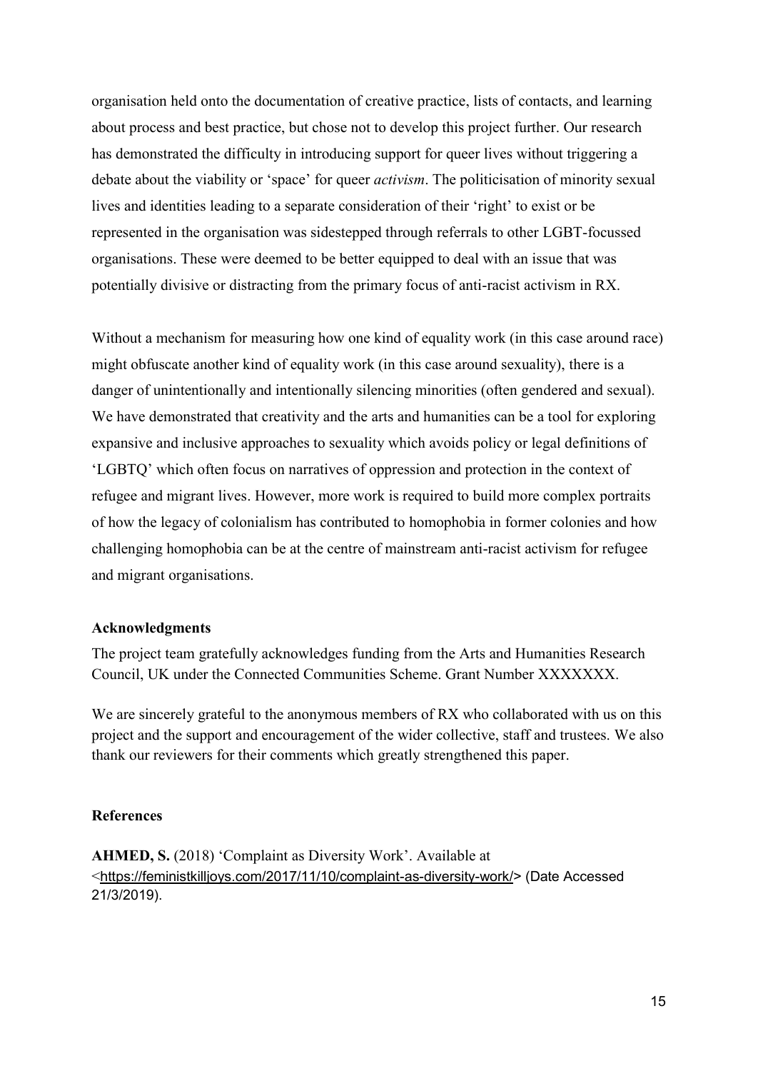organisation held onto the documentation of creative practice, lists of contacts, and learning about process and best practice, but chose not to develop this project further. Our research has demonstrated the difficulty in introducing support for queer lives without triggering a debate about the viability or 'space' for queer *activism*. The politicisation of minority sexual lives and identities leading to a separate consideration of their 'right' to exist or be represented in the organisation was sidestepped through referrals to other LGBT-focussed organisations. These were deemed to be better equipped to deal with an issue that was potentially divisive or distracting from the primary focus of anti-racist activism in RX.

Without a mechanism for measuring how one kind of equality work (in this case around race) might obfuscate another kind of equality work (in this case around sexuality), there is a danger of unintentionally and intentionally silencing minorities (often gendered and sexual). We have demonstrated that creativity and the arts and humanities can be a tool for exploring expansive and inclusive approaches to sexuality which avoids policy or legal definitions of 'LGBTQ' which often focus on narratives of oppression and protection in the context of refugee and migrant lives. However, more work is required to build more complex portraits of how the legacy of colonialism has contributed to homophobia in former colonies and how challenging homophobia can be at the centre of mainstream anti-racist activism for refugee and migrant organisations.

### Acknowledgments

The project team gratefully acknowledges funding from the Arts and Humanities Research Council, UK under the Connected Communities Scheme. Grant Number XXXXXXX.

We are sincerely grateful to the anonymous members of RX who collaborated with us on this project and the support and encouragement of the wider collective, staff and trustees. We also thank our reviewers for their comments which greatly strengthened this paper.

### References

**AHMED, S.** (2018) 'Complaint as Diversity Work'. Available at <https://feministkilljoys.com/2017/11/10/complaint-as-diversity-work/> (Date Accessed 21/3/2019).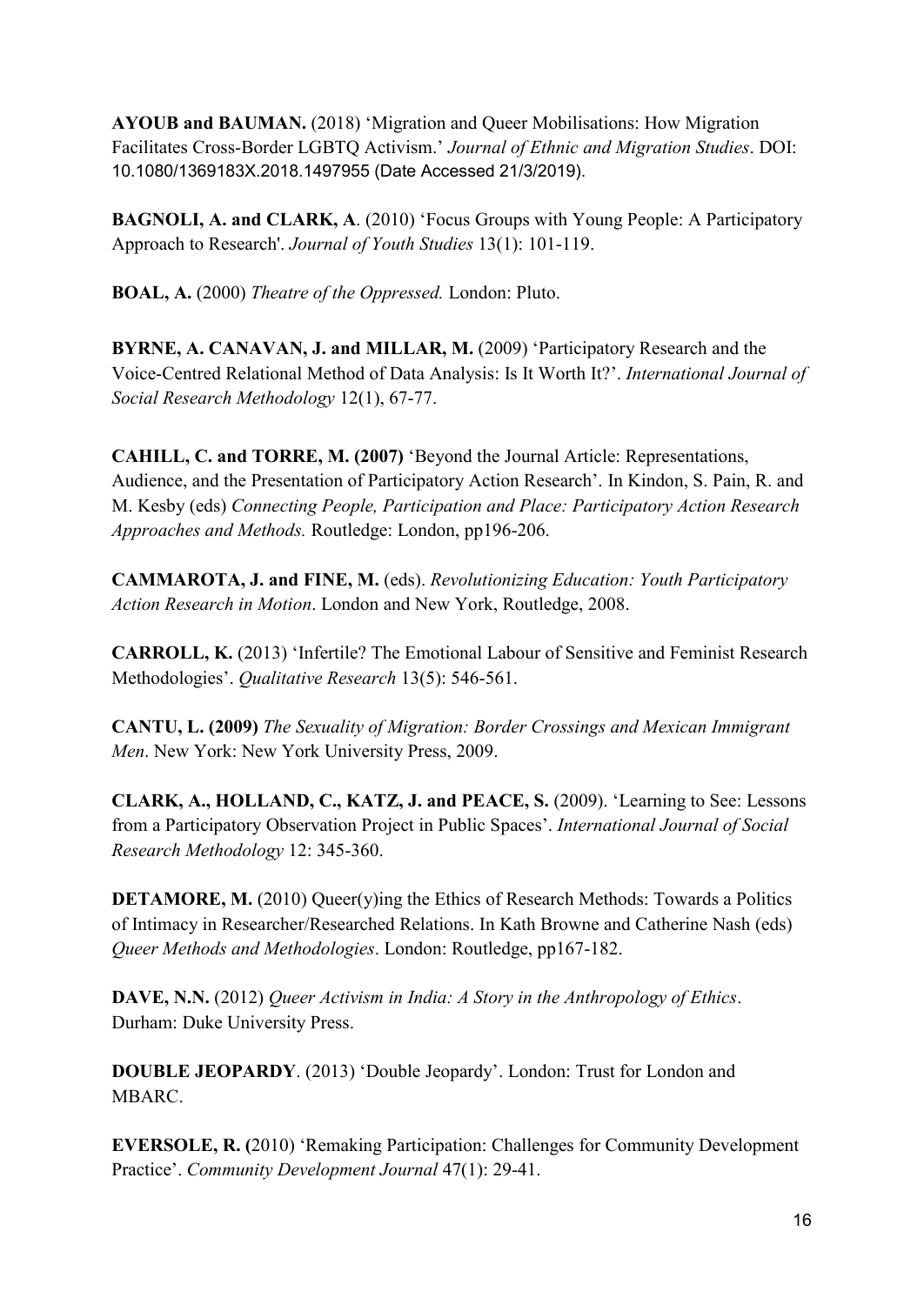**AYOUB and BAUMAN.** (2018) 'Migration and Queer Mobilisations: How Migration Facilitates Cross-Border LGBTQ Activism.' *Journal of Ethnic and Migration Studies*. DOI: 10.1080/1369183X.2018.1497955 (Date Accessed 21/3/2019).

**BAGNOLI, A. and CLARK, A**. (2010) 'Focus Groups with Young People: A Participatory Approach to Research'. *Journal of Youth Studies* 13(1): 101-119.

**BOAL, A.** (2000) *Theatre of the Oppressed.* London: Pluto.

**BYRNE, A. CANAVAN, J. and MILLAR, M.** (2009) 'Participatory Research and the Voice-Centred Relational Method of Data Analysis: Is It Worth It?'. *International Journal of Social Research Methodology* 12(1), 67-77.

**CAHILL, C. and TORRE, M. (2007)** 'Beyond the Journal Article: Representations, Audience, and the Presentation of Participatory Action Research'. In Kindon, S. Pain, R. and M. Kesby (eds) *Connecting People, Participation and Place: Participatory Action Research Approaches and Methods.* Routledge: London, pp196-206.

**CAMMAROTA, J. and FINE, M.** (eds). *Revolutionizing Education: Youth Participatory Action Research in Motion*. London and New York, Routledge, 2008.

**CARROLL, K.** (2013) 'Infertile? The Emotional Labour of Sensitive and Feminist Research Methodologies'. *Qualitative Research* 13(5): 546-561.

**CANTU, L. (2009)** *The Sexuality of Migration: Border Crossings and Mexican Immigrant Men*. New York: New York University Press, 2009.

**CLARK, A., HOLLAND, C., KATZ, J. and PEACE, S.** (2009). 'Learning to See: Lessons from a Participatory Observation Project in Public Spaces'. *International Journal of Social Research Methodology* 12: 345-360.

**DETAMORE, M.** (2010) Queer(y)ing the Ethics of Research Methods: Towards a Politics of Intimacy in Researcher/Researched Relations. In Kath Browne and Catherine Nash (eds) *Queer Methods and Methodologies*. London: Routledge, pp167-182.

**DAVE, N.N.** (2012) *Queer Activism in India: A Story in the Anthropology of Ethics*. Durham: Duke University Press.

**DOUBLE JEOPARDY**. (2013) 'Double Jeopardy'. London: Trust for London and MBARC.

**EVERSOLE, R. (**2010) 'Remaking Participation: Challenges for Community Development Practice'. *Community Development Journal* 47(1): 29-41.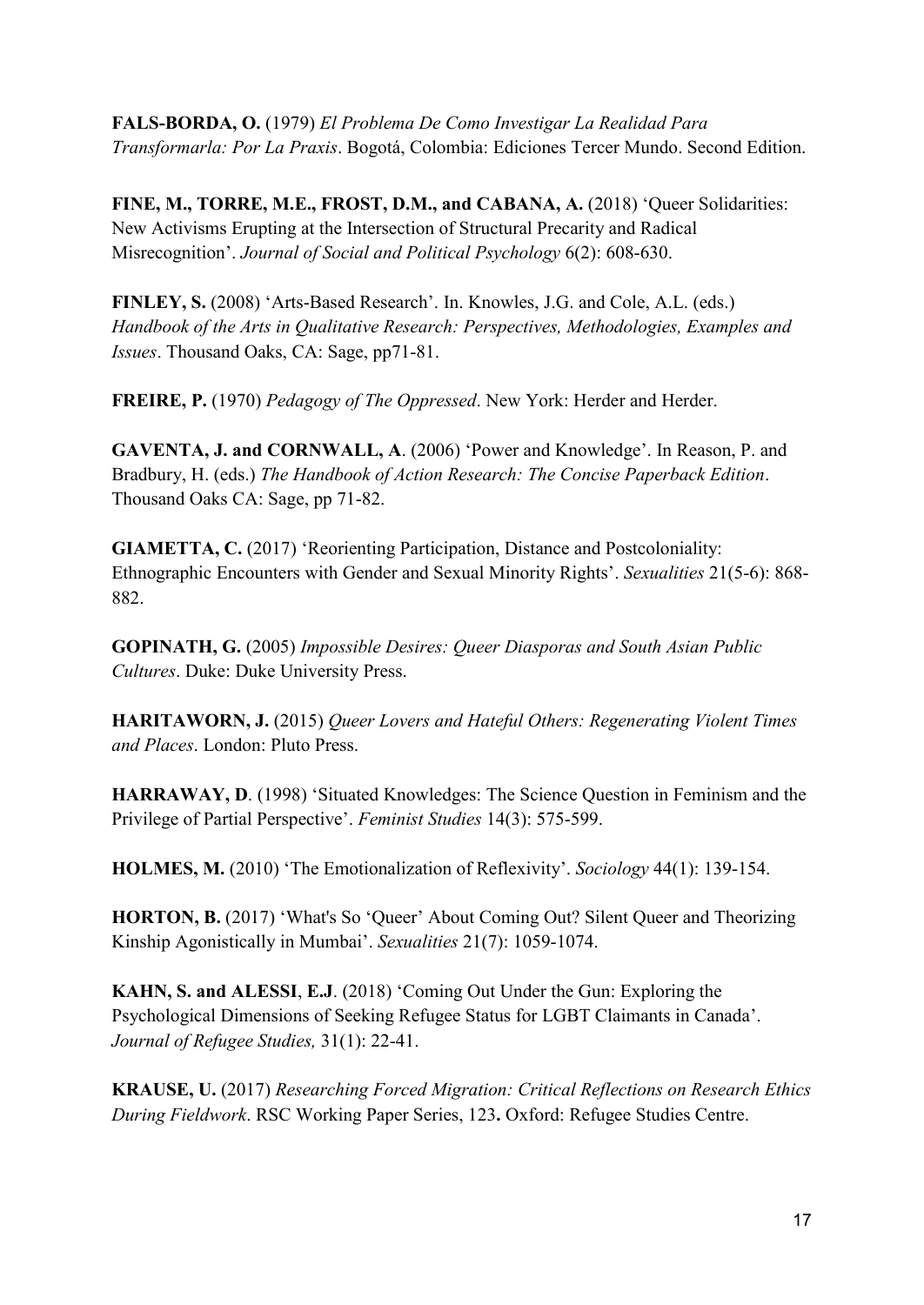**FALS-BORDA, O.** (1979) *El Problema De Como Investigar La Realidad Para Transformarla: Por La Praxis*. Bogotá, Colombia: Ediciones Tercer Mundo. Second Edition.

**FINE, M., TORRE, M.E., FROST, D.M., and CABANA, A.** (2018) 'Queer Solidarities: New Activisms Erupting at the Intersection of Structural Precarity and Radical Misrecognition'. *Journal of Social and Political Psychology* 6(2): 608-630.

**FINLEY, S.** (2008) 'Arts-Based Research'. In. Knowles, J.G. and Cole, A.L. (eds.) *Handbook of the Arts in Qualitative Research: Perspectives, Methodologies, Examples and Issues*. Thousand Oaks, CA: Sage, pp71-81.

**FREIRE, P.** (1970) *Pedagogy of The Oppressed*. New York: Herder and Herder.

**GAVENTA, J. and CORNWALL, A**. (2006) 'Power and Knowledge'. In Reason, P. and Bradbury, H. (eds.) *The Handbook of Action Research: The Concise Paperback Edition*. Thousand Oaks CA: Sage, pp 71-82.

**GIAMETTA, C.** (2017) 'Reorienting Participation, Distance and Postcoloniality: Ethnographic Encounters with Gender and Sexual Minority Rights'. *Sexualities* 21(5-6): 868-882.

**GOPINATH, G.** (2005) *Impossible Desires: Queer Diasporas and South Asian Public Cultures*. Duke: Duke University Press.

**HARITAWORN, J.** (2015) *Queer Lovers and Hateful Others: Regenerating Violent Times and Places*. London: Pluto Press.

**HARRAWAY, D**. (1998) 'Situated Knowledges: The Science Question in Feminism and the Privilege of Partial Perspective'. *Feminist Studies* 14(3): 575-599.

**HOLMES, M.** (2010) 'The Emotionalization of Reflexivity'. *Sociology* 44(1): 139-154.

**HORTON, B.** (2017) 'What's So 'Queer' About Coming Out? Silent Queer and Theorizing Kinship Agonistically in Mumbai'. *Sexualities* 21(7): 1059-1074.

**KAHN, S. and ALESSI**, **E.J**. (2018) 'Coming Out Under the Gun: Exploring the Psychological Dimensions of Seeking Refugee Status for LGBT Claimants in Canada'. *Journal of Refugee Studies,* 31(1): 22-41.

**KRAUSE, U.** (2017) *Researching Forced Migration: Critical Reflections on Research Ethics During Fieldwork*. RSC Working Paper Series, 123**.** Oxford: Refugee Studies Centre.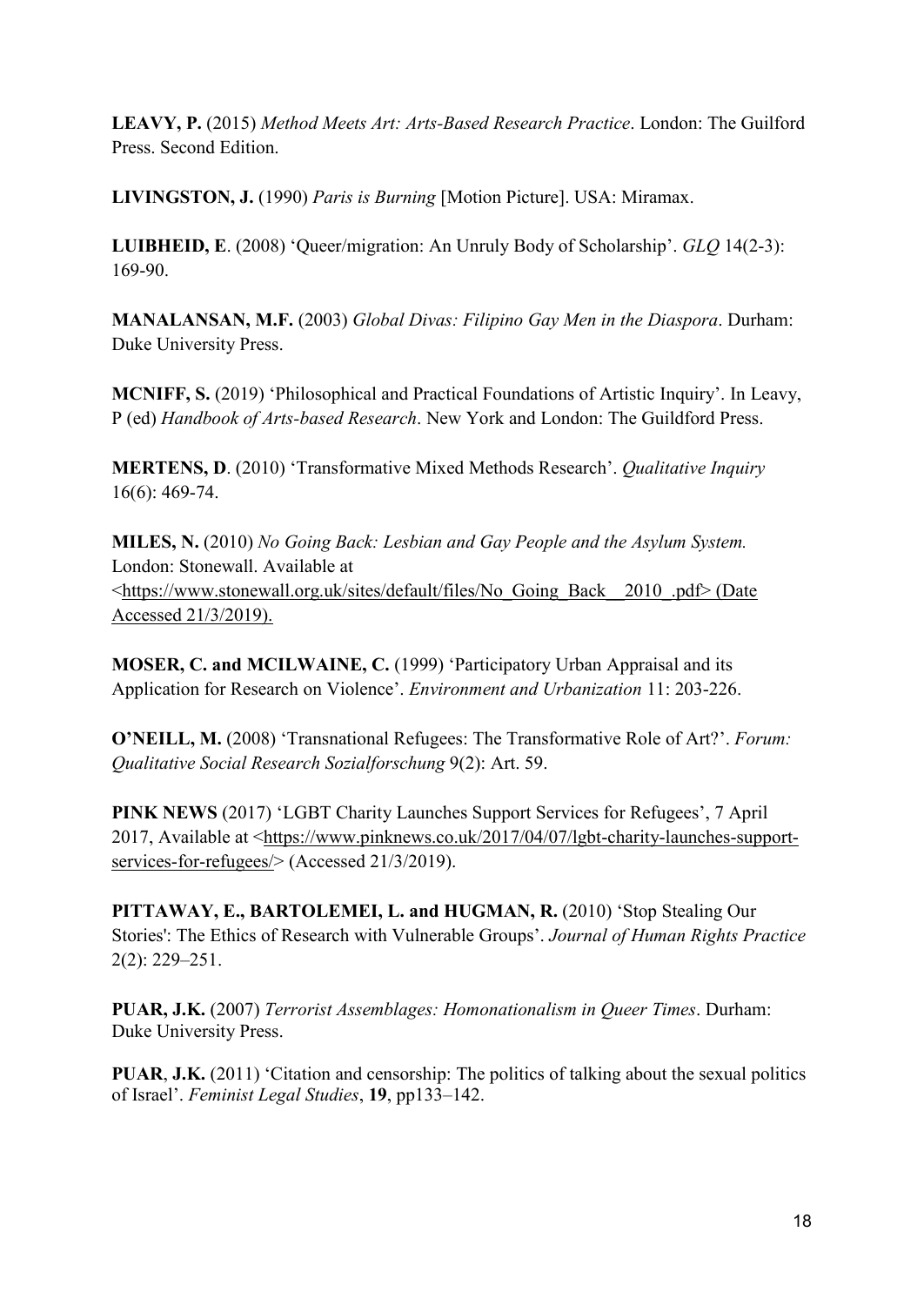**LEAVY, P.** (2015) *Method Meets Art: Arts-Based Research Practice*. London: The Guilford Press. Second Edition.

**LIVINGSTON, J.** (1990) *Paris is Burning* [Motion Picture]. USA: Miramax.

**LUIBHEID, E**. (2008) 'Queer/migration: An Unruly Body of Scholarship'. *GLQ* 14(2-3): 169-90.

**MANALANSAN, M.F.** (2003) *Global Divas: Filipino Gay Men in the Diaspora*. Durham: Duke University Press.

**MCNIFF, S.** (2019) 'Philosophical and Practical Foundations of Artistic Inquiry'. In Leavy, P (ed) *Handbook of Arts-based Research*. New York and London: The Guildford Press.

**MERTENS, D**. (2010) 'Transformative Mixed Methods Research'. *Qualitative Inquiry* 16(6): 469-74.

**MILES, N.** (2010) *No Going Back: Lesbian and Gay People and the Asylum System.* London: Stonewall. Available at <https://www.stonewall.org.uk/sites/default/files/No_Going_Back__2010_.pdf> (Date Accessed 21/3/2019).

**MOSER, C. and MCILWAINE, C.** (1999) 'Participatory Urban Appraisal and its Application for Research on Violence'. *Environment and Urbanization* 11: 203-226.

**O'NEILL, M.** (2008) 'Transnational Refugees: The Transformative Role of Art?'. *Forum: Qualitative Social Research Sozialforschung* 9(2): Art. 59.

**PINK NEWS** (2017) 'LGBT Charity Launches Support Services for Refugees', 7 April 2017, Available at <https://www.pinknews.co.uk/2017/04/07/lgbt-charity-launches-support-services-for-refugees/> (Accessed 21/3/2019).

**PITTAWAY, E., BARTOLEMEI, L. and HUGMAN, R.** (2010) 'Stop Stealing Our Stories': The Ethics of Research with Vulnerable Groups'. *Journal of Human Rights Practice* 2(2): 229–251.

**PUAR, J.K.** (2007) *Terrorist Assemblages: Homonationalism in Queer Times*. Durham: Duke University Press.

**PUAR**, **J.K.** (2011) 'Citation and censorship: The politics of talking about the sexual politics of Israel'. *Feminist Legal Studies*, **19**, pp133–142.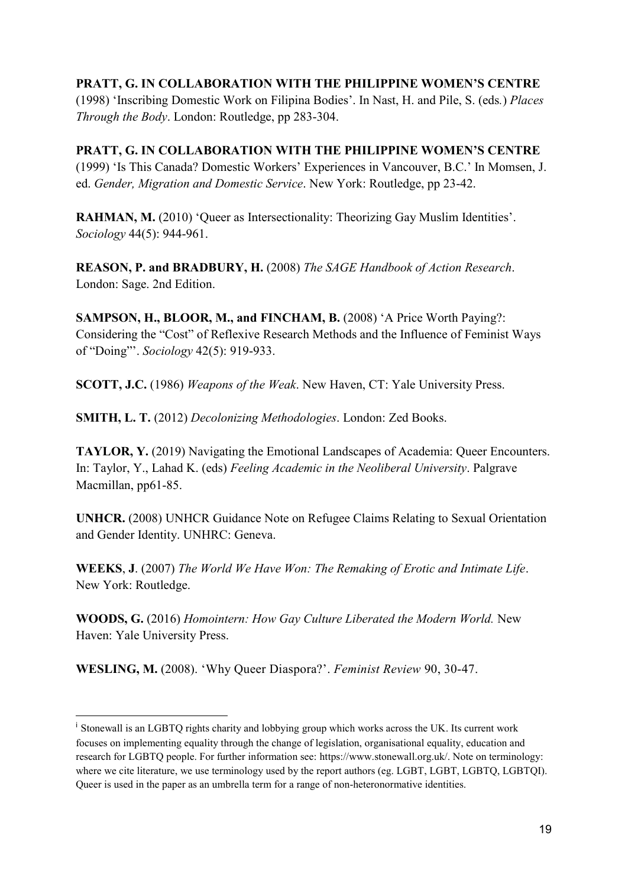**PRATT, G. IN COLLABORATION WITH THE PHILIPPINE WOMEN'S CENTRE** (1998) 'Inscribing Domestic Work on Filipina Bodies'. In Nast, H. and Pile, S. (eds.) *Places Through the Body*. London: Routledge, pp 283-304.

**PRATT, G. IN COLLABORATION WITH THE PHILIPPINE WOMEN'S CENTRE** (1999) 'Is This Canada? Domestic Workers' Experiences in Vancouver, B.C.' In Momsen, J. ed. *Gender, Migration and Domestic Service*. New York: Routledge, pp 23-42.

**RAHMAN, M.** (2010) 'Queer as Intersectionality: Theorizing Gay Muslim Identities'. *Sociology* 44(5): 944-961.

**REASON, P. and BRADBURY, H.** (2008) *The SAGE Handbook of Action Research*. London: Sage. 2nd Edition.

**SAMPSON, H., BLOOR, M., and FINCHAM, B.** (2008) 'A Price Worth Paying?: Considering the "Cost" of Reflexive Research Methods and the Influence of Feminist Ways of "Doing"'. *Sociology* 42(5): 919-933.

**SCOTT, J.C.** (1986) *Weapons of the Weak*. New Haven, CT: Yale University Press.

**SMITH, L. T.** (2012) *Decolonizing Methodologies*. London: Zed Books.

**TAYLOR, Y.** (2019) Navigating the Emotional Landscapes of Academia: Queer Encounters. In: Taylor, Y., Lahad K. (eds) *Feeling Academic in the Neoliberal University*. Palgrave Macmillan, pp61-85.

**UNHCR.** (2008) UNHCR Guidance Note on Refugee Claims Relating to Sexual Orientation and Gender Identity. UNHRC: Geneva.

**WEEKS, J**. (2007) *The World We Have Won: The Remaking of Erotic and Intimate Life*. New York: Routledge.

**WOODS, G.** (2016) *Homointern: How Gay Culture Liberated the Modern World.* New Haven: Yale University Press.

**WESLING, M.** (2008). 'Why Queer Diaspora?'. *Feminist Review* 90, 30-47.

---

[i] Stonewall is an LGBTQ rights charity and lobbying group which works across the UK. Its current work focuses on implementing equality through the change of legislation, organisational equality, education and research for LGBTQ people. For further information see: https://www.stonewall.org.uk/. Note on terminology: where we cite literature, we use terminology used by the report authors (eg. LGBT, LGBT, LGBTQ, LGBTQI). Queer is used in the paper as an umbrella term for a range of non-heteronormative identities.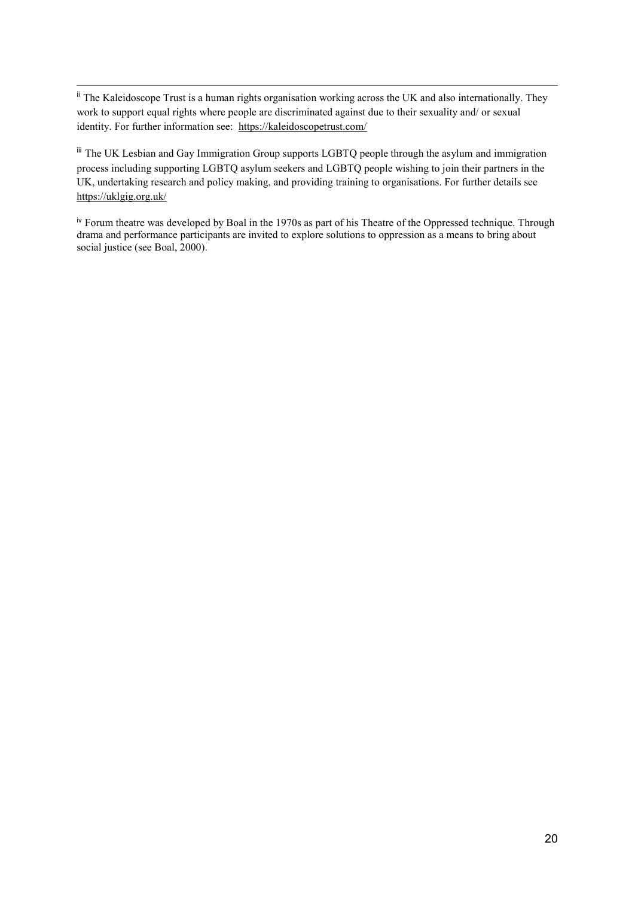[ii] The Kaleidoscope Trust is a human rights organisation working across the UK and also internationally. They work to support equal rights where people are discriminated against due to their sexuality and/ or sexual identity. For further information see: https://kaleidoscopetrust.com/

[iii] The UK Lesbian and Gay Immigration Group supports LGBTQ people through the asylum and immigration process including supporting LGBTQ asylum seekers and LGBTQ people wishing to join their partners in the UK, undertaking research and policy making, and providing training to organisations. For further details see https://uklgig.org.uk/

[iv] Forum theatre was developed by Boal in the 1970s as part of his Theatre of the Oppressed technique. Through drama and performance participants are invited to explore solutions to oppression as a means to bring about social justice (see Boal, 2000).